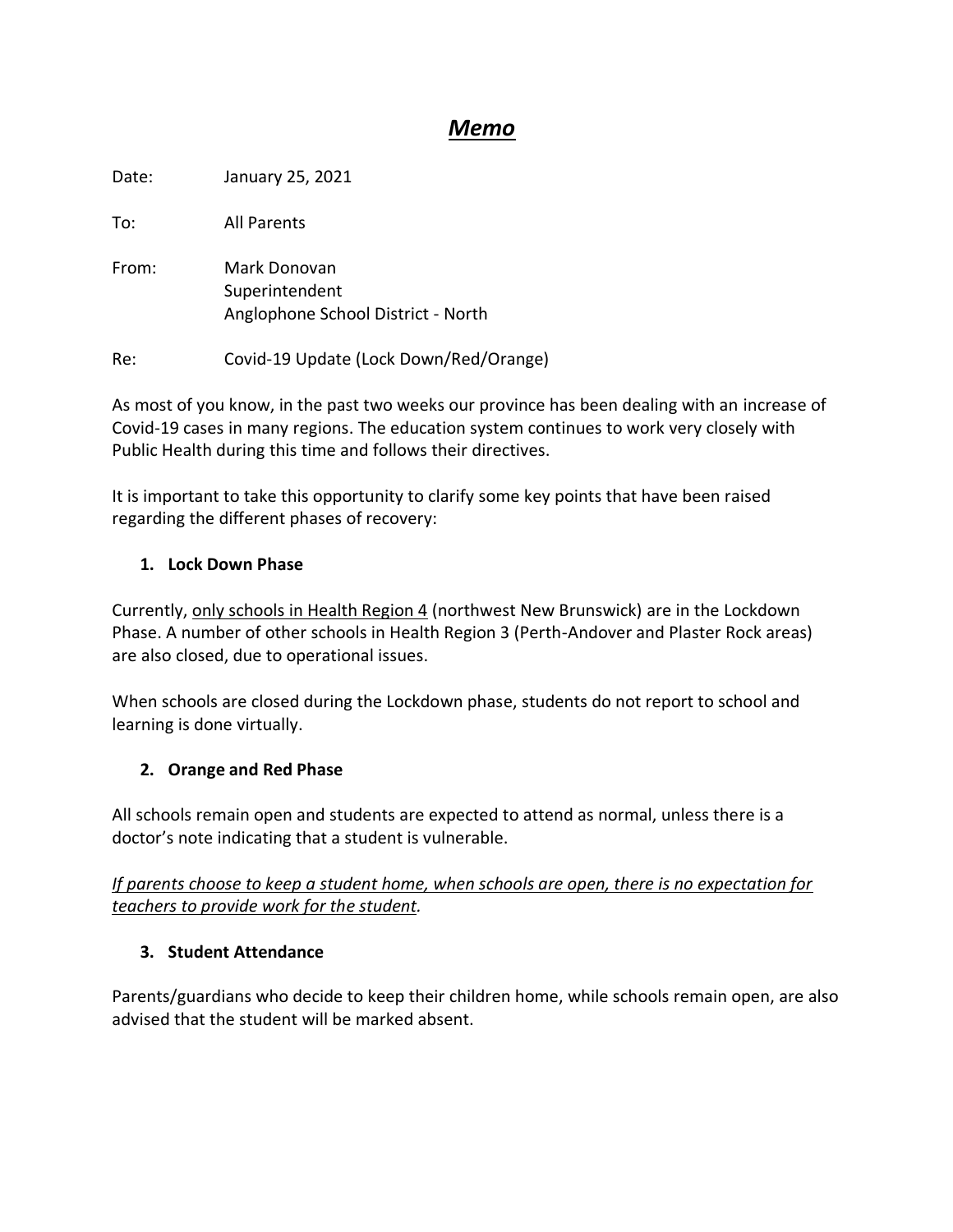# ***<u>Memo</u>***

Date: January 25, 2021

To: All Parents

From: Mark Donovan
Superintendent
Anglophone School District - North

Re: Covid-19 Update (Lock Down/Red/Orange)

As most of you know, in the past two weeks our province has been dealing with an increase of Covid-19 cases in many regions. The education system continues to work very closely with Public Health during this time and follows their directives.

It is important to take this opportunity to clarify some key points that have been raised regarding the different phases of recovery:

1. **Lock Down Phase**

Currently, <u>only schools in Health Region 4</u> (northwest New Brunswick) are in the Lockdown Phase. A number of other schools in Health Region 3 (Perth-Andover and Plaster Rock areas) are also closed, due to operational issues.

When schools are closed during the Lockdown phase, students do not report to school and learning is done virtually.

2. **Orange and Red Phase**

All schools remain open and students are expected to attend as normal, unless there is a doctor's note indicating that a student is vulnerable.

*<u>If parents choose to keep a student home, when schools are open, there is no expectation for teachers to provide work for the student</u>.*

3. **Student Attendance**

Parents/guardians who decide to keep their children home, while schools remain open, are also advised that the student will be marked absent.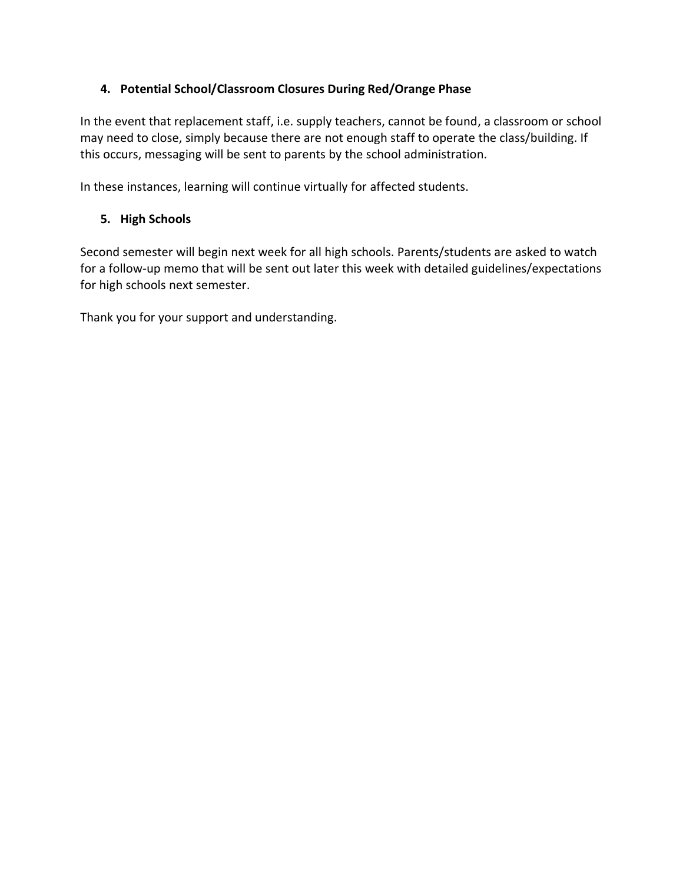4. **Potential School/Classroom Closures During Red/Orange Phase**

In the event that replacement staff, i.e. supply teachers, cannot be found, a classroom or school may need to close, simply because there are not enough staff to operate the class/building. If this occurs, messaging will be sent to parents by the school administration.

In these instances, learning will continue virtually for affected students.

5. **High Schools**

Second semester will begin next week for all high schools. Parents/students are asked to watch for a follow-up memo that will be sent out later this week with detailed guidelines/expectations for high schools next semester.

Thank you for your support and understanding.